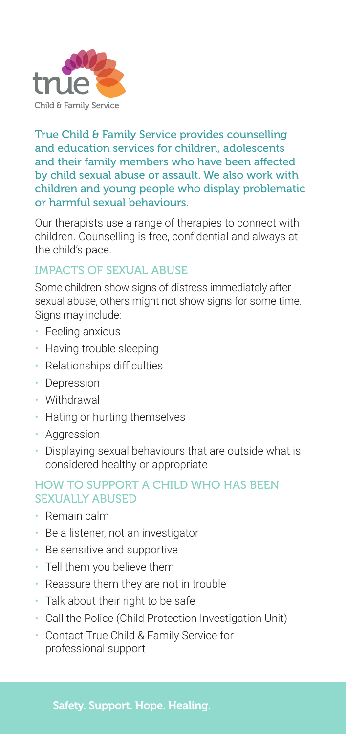true

Child & Family Service

True Child & Family Service provides counselling and education services for children, adolescents and their family members who have been affected by child sexual abuse or assault. We also work with children and young people who display problematic or harmful sexual behaviours.

Our therapists use a range of therapies to connect with children. Counselling is free, confidential and always at the child's pace.

## IMPACTS OF SEXUAL ABUSE

Some children show signs of distress immediately after sexual abuse, others might not show signs for some time. Signs may include:

- Feeling anxious
- Having trouble sleeping
- Relationships difficulties
- Depression
- Withdrawal
- Hating or hurting themselves
- Aggression
- Displaying sexual behaviours that are outside what is considered healthy or appropriate

## HOW TO SUPPORT A CHILD WHO HAS BEEN SEXUALLY ABUSED

- Remain calm
- Be a listener, not an investigator
- Be sensitive and supportive
- Tell them you believe them
- Reassure them they are not in trouble
- Talk about their right to be safe
- Call the Police (Child Protection Investigation Unit)
- Contact True Child & Family Service for professional support

**Safety. Support. Hope. Healing.**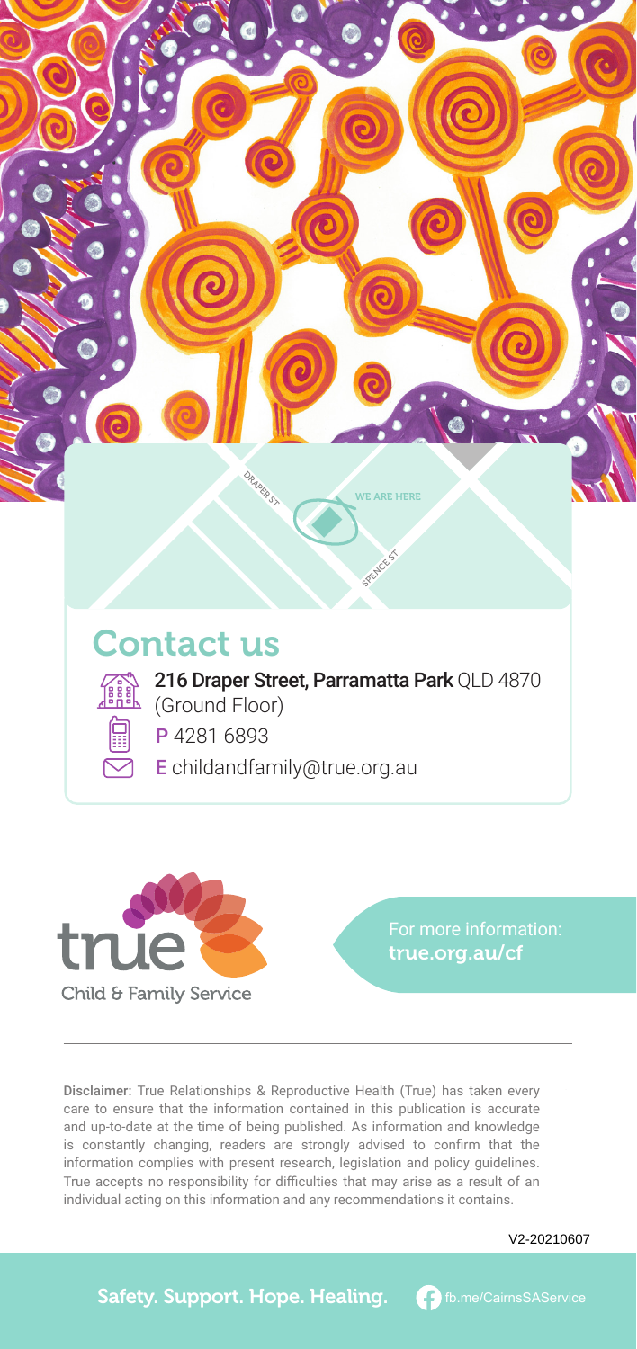DRAPER ST

WE ARE HERE

SPENCE ST

## Contact us

**216 Draper Street, Parramatta Park** QLD 4870 (Ground Floor)

P 4281 6893

E childandfamily@true.org.au

true

Child & Family Service

For more information: **true.org.au/cf**

Disclaimer: True Relationships & Reproductive Health (True) has taken every care to ensure that the information contained in this publication is accurate and up-to-date at the time of being published. As information and knowledge is constantly changing, readers are strongly advised to confirm that the information complies with present research, legislation and policy guidelines. True accepts no responsibility for difficulties that may arise as a result of an individual acting on this information and any recommendations it contains.

V2-20210607

Safety. Support. Hope. Healing.

fb.me/CairnsSAService